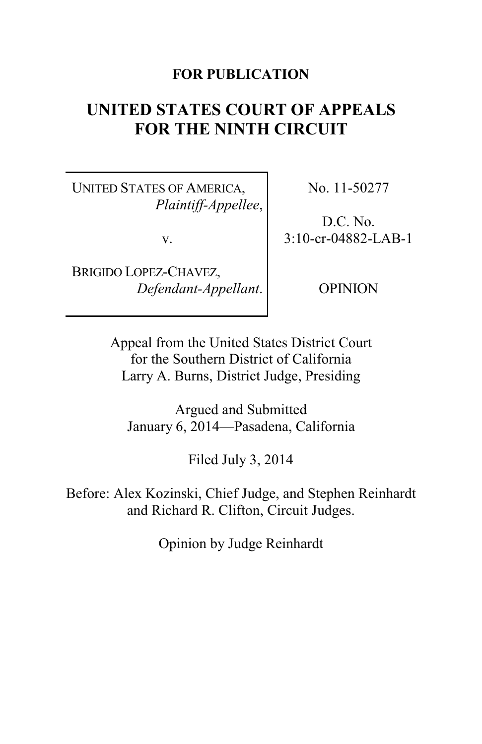**FOR PUBLICATION**

# UNITED STATES COURT OF APPEALS FOR THE NINTH CIRCUIT

| | |
|---|---|
| UNITED STATES OF AMERICA, *Plaintiff-Appellee*, v. BRIGIDO LOPEZ-CHAVEZ, *Defendant-Appellant*. | No. 11-50277 D.C. No. 3:10-cr-04882-LAB-1 OPINION |

Appeal from the United States District Court for the Southern District of California
Larry A. Burns, District Judge, Presiding

Argued and Submitted
January 6, 2014—Pasadena, California

Filed July 3, 2014

Before: Alex Kozinski, Chief Judge, and Stephen Reinhardt and Richard R. Clifton, Circuit Judges.

Opinion by Judge Reinhardt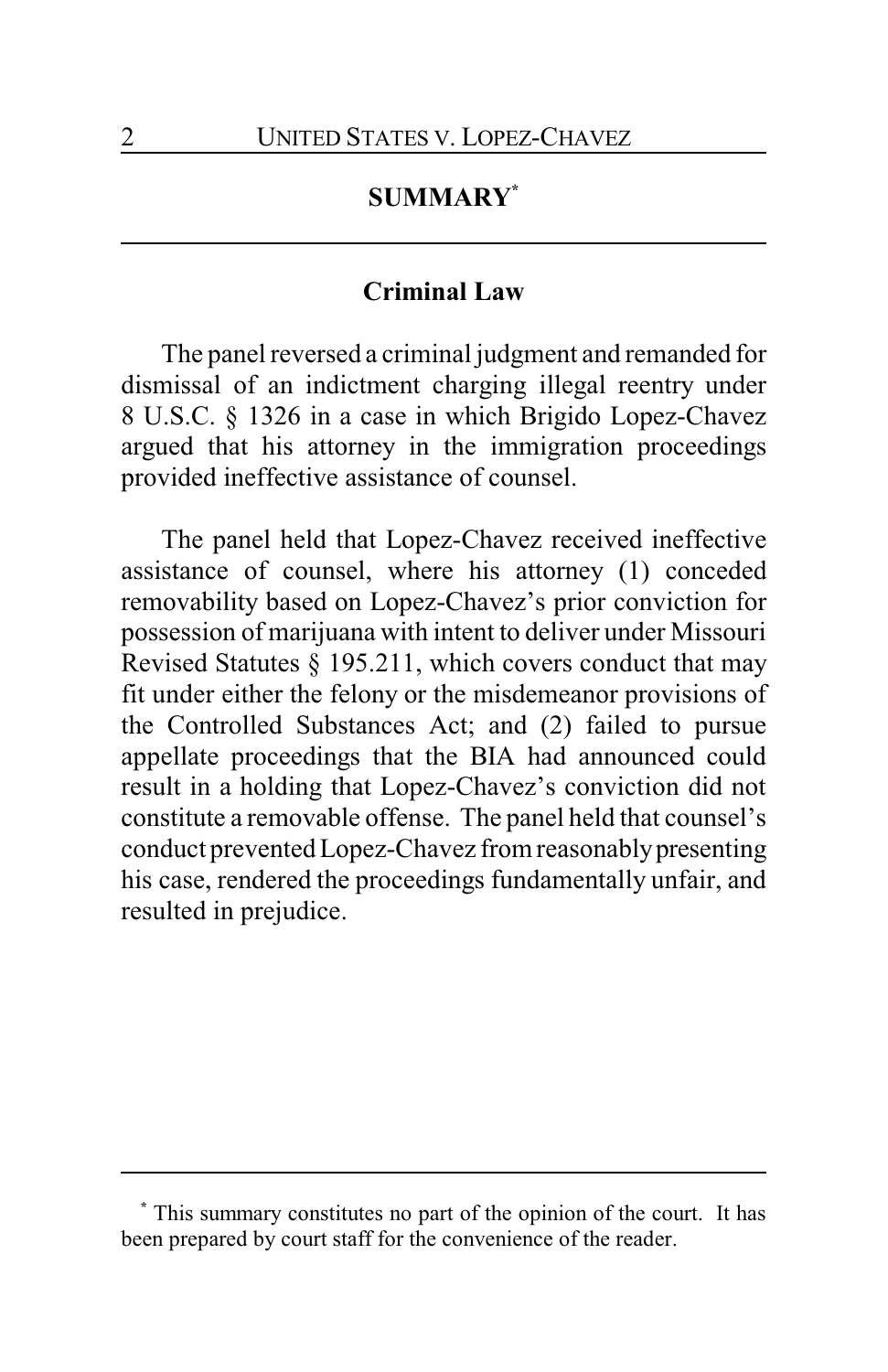## SUMMARY*

### Criminal Law

The panel reversed a criminal judgment and remanded for dismissal of an indictment charging illegal reentry under 8 U.S.C. § 1326 in a case in which Brigido Lopez-Chavez argued that his attorney in the immigration proceedings provided ineffective assistance of counsel.

The panel held that Lopez-Chavez received ineffective assistance of counsel, where his attorney (1) conceded removability based on Lopez-Chavez's prior conviction for possession of marijuana with intent to deliver under Missouri Revised Statutes § 195.211, which covers conduct that may fit under either the felony or the misdemeanor provisions of the Controlled Substances Act; and (2) failed to pursue appellate proceedings that the BIA had announced could result in a holding that Lopez-Chavez's conviction did not constitute a removable offense. The panel held that counsel's conduct prevented Lopez-Chavez from reasonably presenting his case, rendered the proceedings fundamentally unfair, and resulted in prejudice.

---

* This summary constitutes no part of the opinion of the court. It has been prepared by court staff for the convenience of the reader.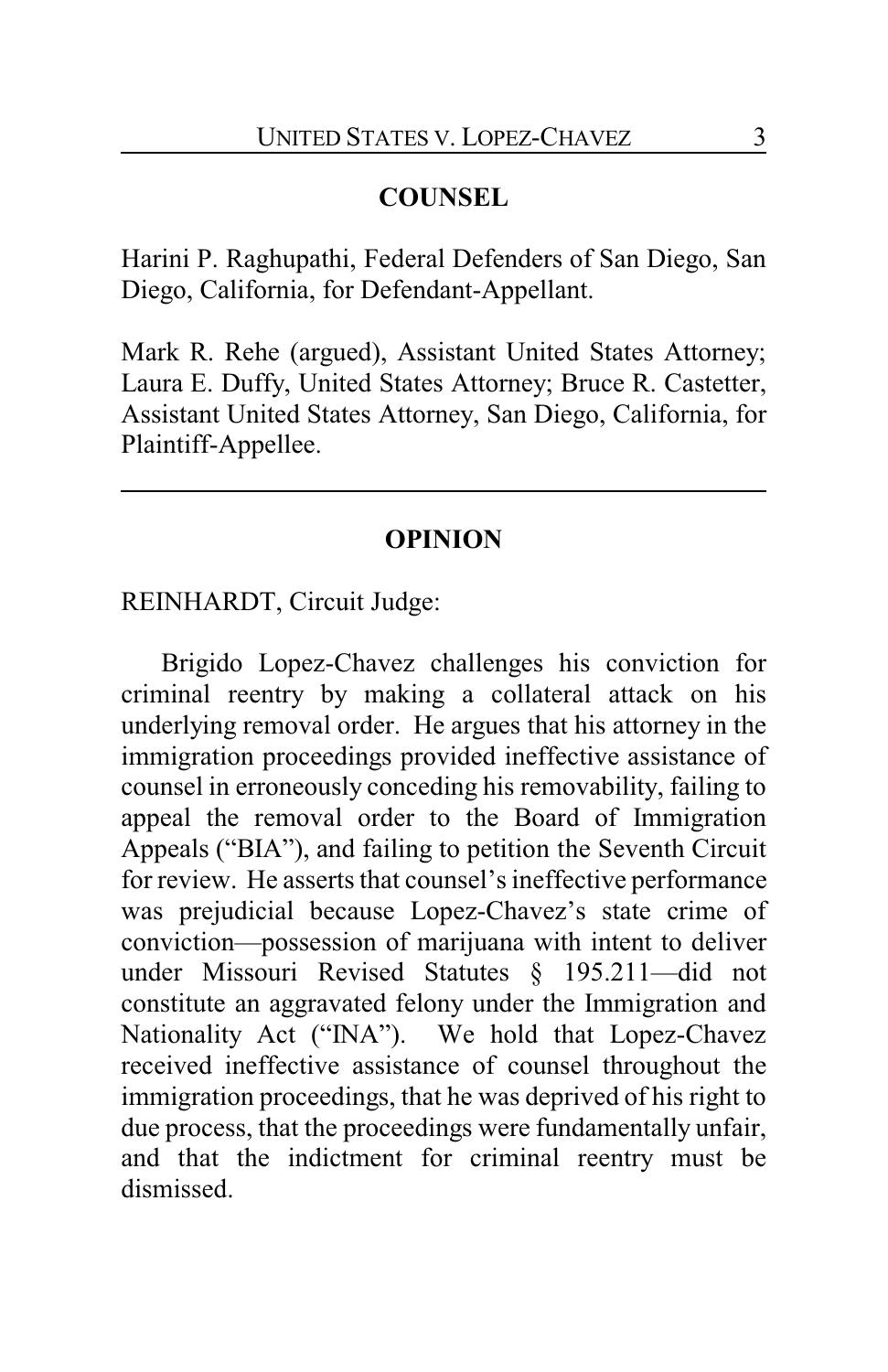## COUNSEL

Harini P. Raghupathi, Federal Defenders of San Diego, San Diego, California, for Defendant-Appellant.

Mark R. Rehe (argued), Assistant United States Attorney; Laura E. Duffy, United States Attorney; Bruce R. Castetter, Assistant United States Attorney, San Diego, California, for Plaintiff-Appellee.

---

## OPINION

REINHARDT, Circuit Judge:

Brigido Lopez-Chavez challenges his conviction for criminal reentry by making a collateral attack on his underlying removal order. He argues that his attorney in the immigration proceedings provided ineffective assistance of counsel in erroneously conceding his removability, failing to appeal the removal order to the Board of Immigration Appeals ("BIA"), and failing to petition the Seventh Circuit for review. He asserts that counsel's ineffective performance was prejudicial because Lopez-Chavez's state crime of conviction—possession of marijuana with intent to deliver under Missouri Revised Statutes § 195.211—did not constitute an aggravated felony under the Immigration and Nationality Act ("INA"). We hold that Lopez-Chavez received ineffective assistance of counsel throughout the immigration proceedings, that he was deprived of his right to due process, that the proceedings were fundamentally unfair, and that the indictment for criminal reentry must be dismissed.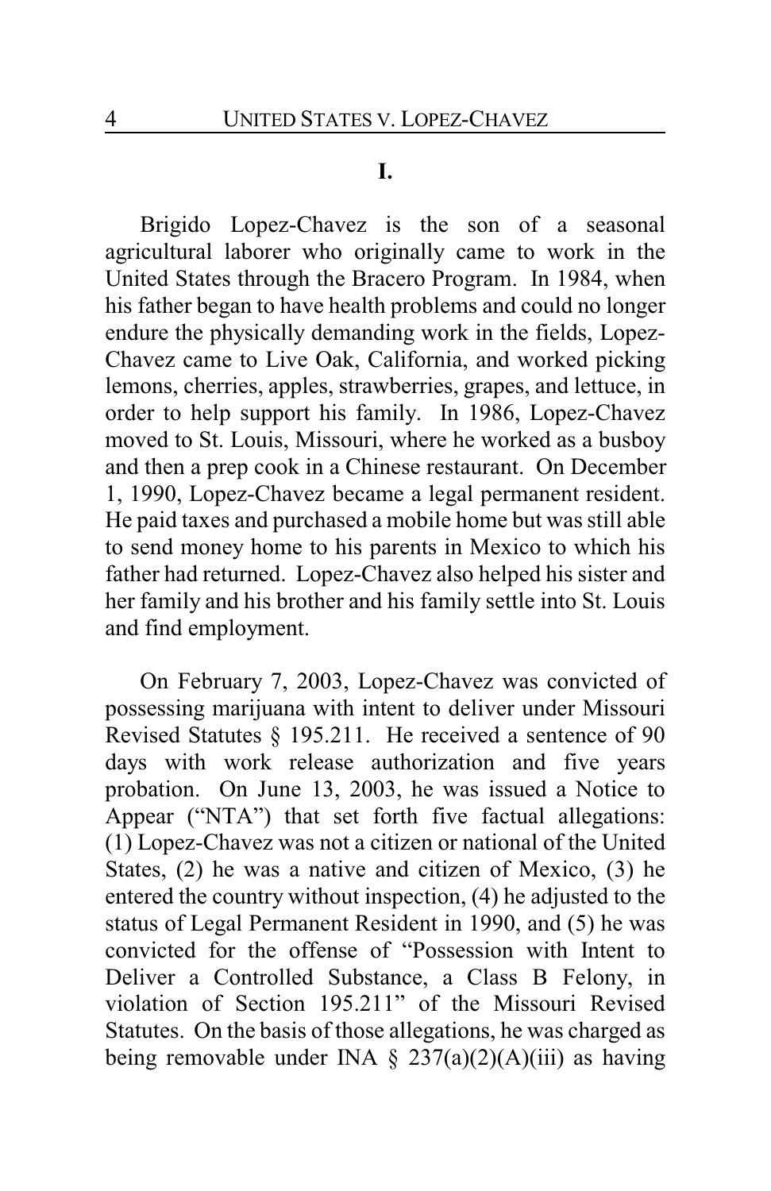## I.

Brigido Lopez-Chavez is the son of a seasonal agricultural laborer who originally came to work in the United States through the Bracero Program. In 1984, when his father began to have health problems and could no longer endure the physically demanding work in the fields, Lopez-Chavez came to Live Oak, California, and worked picking lemons, cherries, apples, strawberries, grapes, and lettuce, in order to help support his family. In 1986, Lopez-Chavez moved to St. Louis, Missouri, where he worked as a busboy and then a prep cook in a Chinese restaurant. On December 1, 1990, Lopez-Chavez became a legal permanent resident. He paid taxes and purchased a mobile home but was still able to send money home to his parents in Mexico to which his father had returned. Lopez-Chavez also helped his sister and her family and his brother and his family settle into St. Louis and find employment.

On February 7, 2003, Lopez-Chavez was convicted of possessing marijuana with intent to deliver under Missouri Revised Statutes § 195.211. He received a sentence of 90 days with work release authorization and five years probation. On June 13, 2003, he was issued a Notice to Appear ("NTA") that set forth five factual allegations: (1) Lopez-Chavez was not a citizen or national of the United States, (2) he was a native and citizen of Mexico, (3) he entered the country without inspection, (4) he adjusted to the status of Legal Permanent Resident in 1990, and (5) he was convicted for the offense of "Possession with Intent to Deliver a Controlled Substance, a Class B Felony, in violation of Section 195.211" of the Missouri Revised Statutes. On the basis of those allegations, he was charged as being removable under INA § 237(a)(2)(A)(iii) as having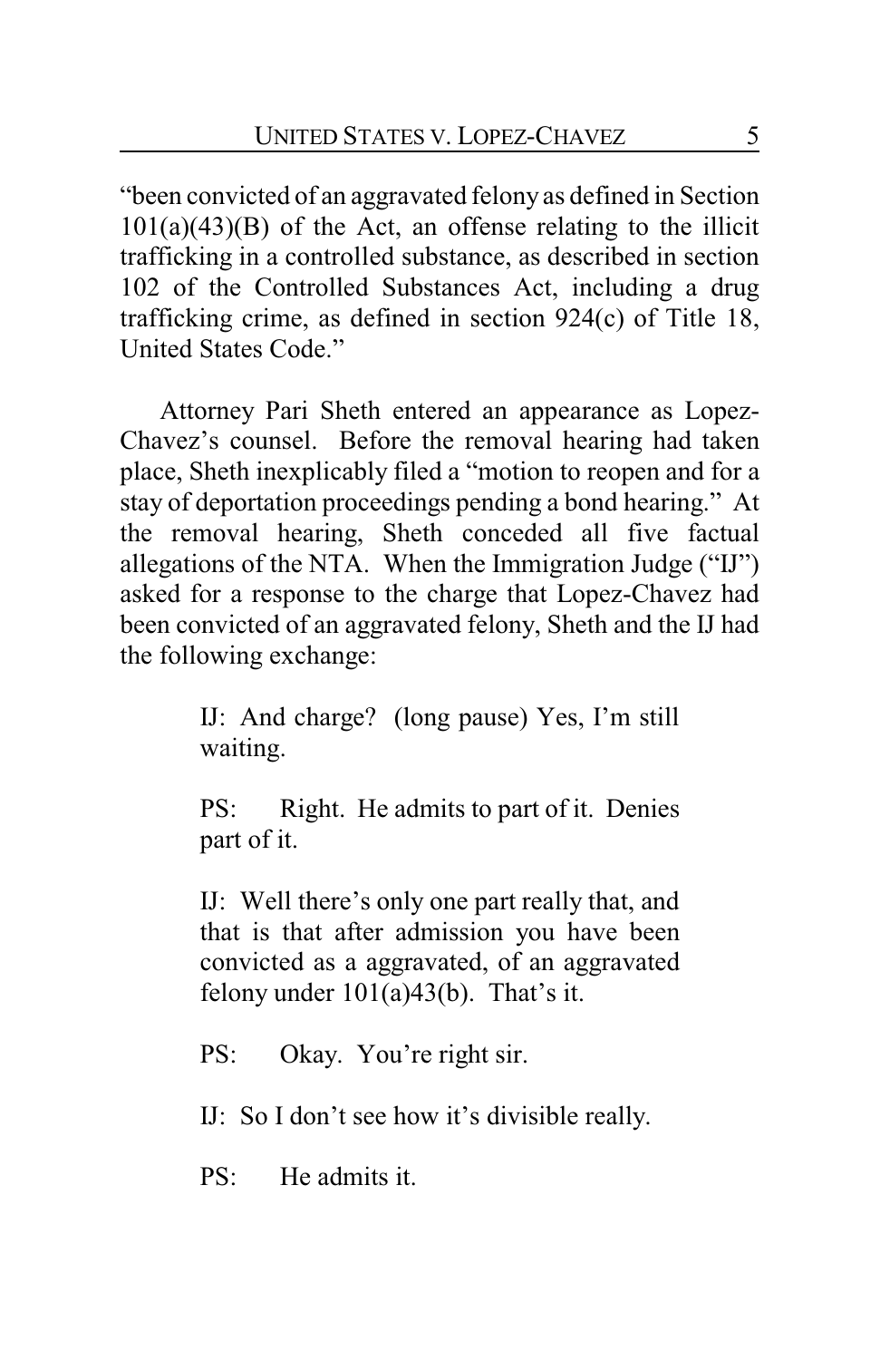"been convicted of an aggravated felony as defined in Section 101(a)(43)(B) of the Act, an offense relating to the illicit trafficking in a controlled substance, as described in section 102 of the Controlled Substances Act, including a drug trafficking crime, as defined in section 924(c) of Title 18, United States Code."

Attorney Pari Sheth entered an appearance as Lopez-Chavez's counsel. Before the removal hearing had taken place, Sheth inexplicably filed a "motion to reopen and for a stay of deportation proceedings pending a bond hearing." At the removal hearing, Sheth conceded all five factual allegations of the NTA. When the Immigration Judge ("IJ") asked for a response to the charge that Lopez-Chavez had been convicted of an aggravated felony, Sheth and the IJ had the following exchange:

> IJ: And charge? (long pause) Yes, I'm still waiting.
>
> PS: Right. He admits to part of it. Denies part of it.
>
> IJ: Well there's only one part really that, and that is that after admission you have been convicted as a aggravated, of an aggravated felony under 101(a)43(b). That's it.
>
> PS: Okay. You're right sir.
>
> IJ: So I don't see how it's divisible really.
>
> PS: He admits it.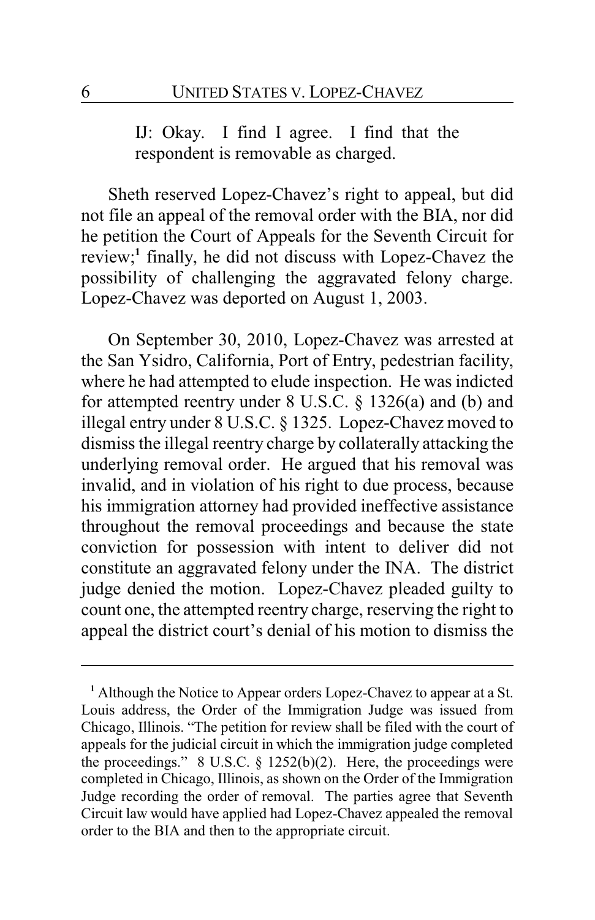> IJ: Okay. I find I agree. I find that the respondent is removable as charged.

Sheth reserved Lopez-Chavez's right to appeal, but did not file an appeal of the removal order with the BIA, nor did he petition the Court of Appeals for the Seventh Circuit for review;[1] finally, he did not discuss with Lopez-Chavez the possibility of challenging the aggravated felony charge. Lopez-Chavez was deported on August 1, 2003.

On September 30, 2010, Lopez-Chavez was arrested at the San Ysidro, California, Port of Entry, pedestrian facility, where he had attempted to elude inspection. He was indicted for attempted reentry under 8 U.S.C. § 1326(a) and (b) and illegal entry under 8 U.S.C. § 1325. Lopez-Chavez moved to dismiss the illegal reentry charge by collaterally attacking the underlying removal order. He argued that his removal was invalid, and in violation of his right to due process, because his immigration attorney had provided ineffective assistance throughout the removal proceedings and because the state conviction for possession with intent to deliver did not constitute an aggravated felony under the INA. The district judge denied the motion. Lopez-Chavez pleaded guilty to count one, the attempted reentry charge, reserving the right to appeal the district court's denial of his motion to dismiss the

---

[1] Although the Notice to Appear orders Lopez-Chavez to appear at a St. Louis address, the Order of the Immigration Judge was issued from Chicago, Illinois. "The petition for review shall be filed with the court of appeals for the judicial circuit in which the immigration judge completed the proceedings." 8 U.S.C. § 1252(b)(2). Here, the proceedings were completed in Chicago, Illinois, as shown on the Order of the Immigration Judge recording the order of removal. The parties agree that Seventh Circuit law would have applied had Lopez-Chavez appealed the removal order to the BIA and then to the appropriate circuit.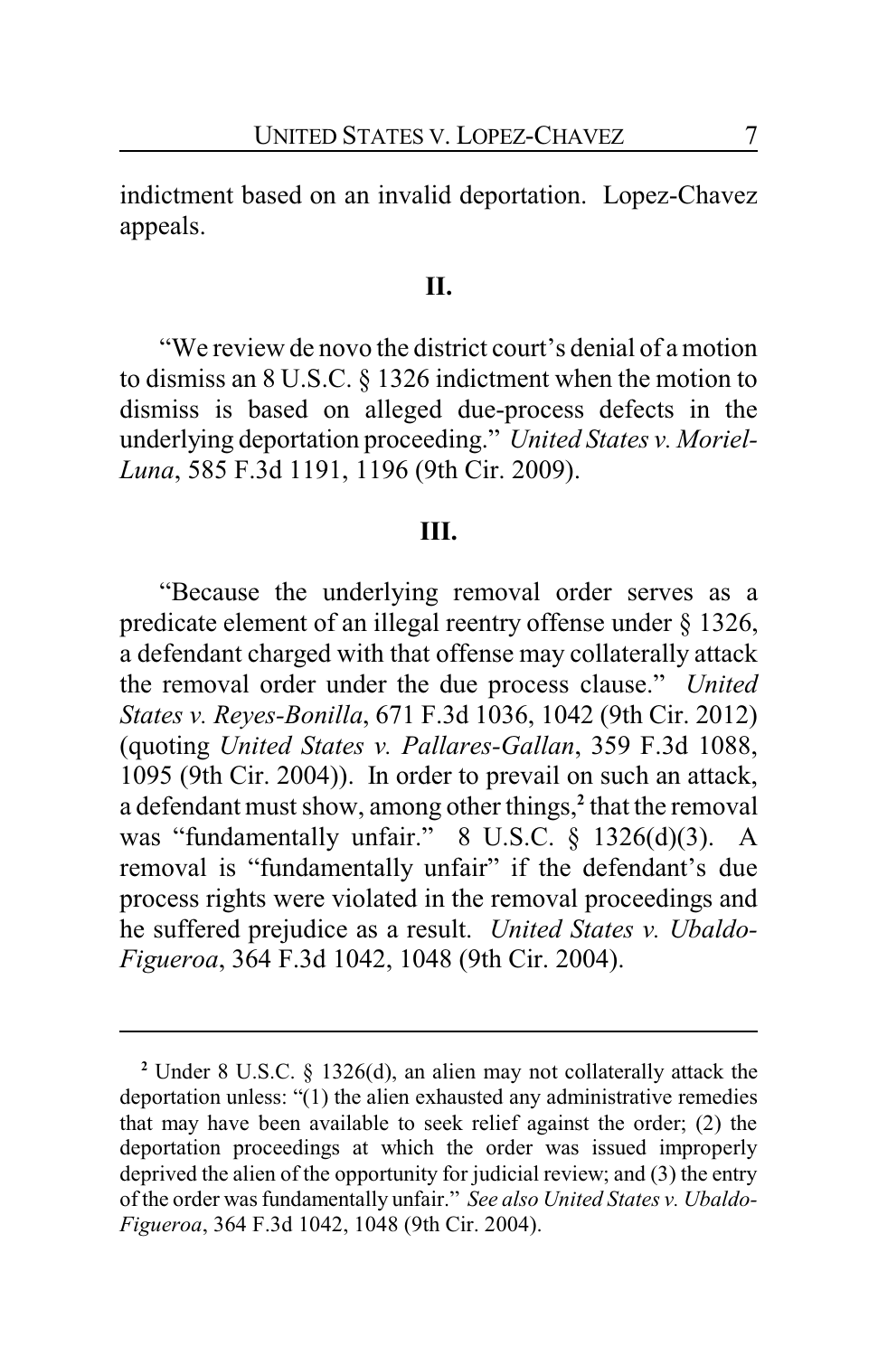indictment based on an invalid deportation. Lopez-Chavez appeals.

## II.

"We review de novo the district court's denial of a motion to dismiss an 8 U.S.C. § 1326 indictment when the motion to dismiss is based on alleged due-process defects in the underlying deportation proceeding." *United States v. Moriel-Luna*, 585 F.3d 1191, 1196 (9th Cir. 2009).

## III.

"Because the underlying removal order serves as a predicate element of an illegal reentry offense under § 1326, a defendant charged with that offense may collaterally attack the removal order under the due process clause." *United States v. Reyes-Bonilla*, 671 F.3d 1036, 1042 (9th Cir. 2012) (quoting *United States v. Pallares-Gallan*, 359 F.3d 1088, 1095 (9th Cir. 2004)). In order to prevail on such an attack, a defendant must show, among other things,[2] that the removal was "fundamentally unfair." 8 U.S.C. § 1326(d)(3). A removal is "fundamentally unfair" if the defendant's due process rights were violated in the removal proceedings and he suffered prejudice as a result. *United States v. Ubaldo-Figueroa*, 364 F.3d 1042, 1048 (9th Cir. 2004).

---

[2] Under 8 U.S.C. § 1326(d), an alien may not collaterally attack the deportation unless: "(1) the alien exhausted any administrative remedies that may have been available to seek relief against the order; (2) the deportation proceedings at which the order was issued improperly deprived the alien of the opportunity for judicial review; and (3) the entry of the order was fundamentally unfair." *See also United States v. Ubaldo-Figueroa*, 364 F.3d 1042, 1048 (9th Cir. 2004).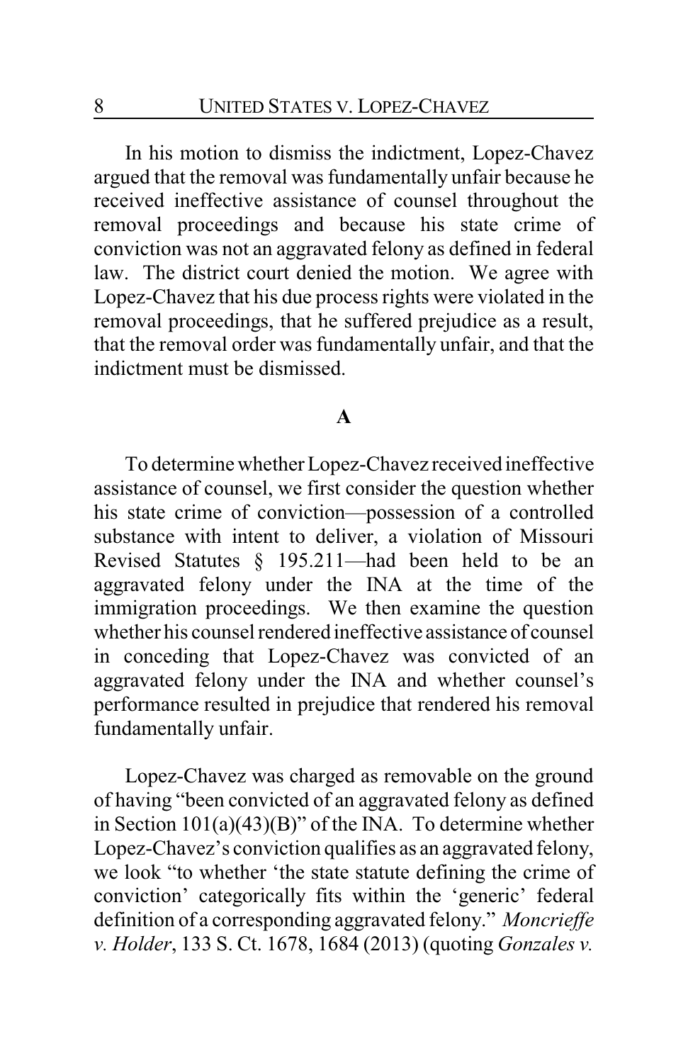In his motion to dismiss the indictment, Lopez-Chavez argued that the removal was fundamentally unfair because he received ineffective assistance of counsel throughout the removal proceedings and because his state crime of conviction was not an aggravated felony as defined in federal law. The district court denied the motion. We agree with Lopez-Chavez that his due process rights were violated in the removal proceedings, that he suffered prejudice as a result, that the removal order was fundamentally unfair, and that the indictment must be dismissed.

### A

To determine whether Lopez-Chavez received ineffective assistance of counsel, we first consider the question whether his state crime of conviction—possession of a controlled substance with intent to deliver, a violation of Missouri Revised Statutes § 195.211—had been held to be an aggravated felony under the INA at the time of the immigration proceedings. We then examine the question whether his counsel rendered ineffective assistance of counsel in conceding that Lopez-Chavez was convicted of an aggravated felony under the INA and whether counsel's performance resulted in prejudice that rendered his removal fundamentally unfair.

Lopez-Chavez was charged as removable on the ground of having "been convicted of an aggravated felony as defined in Section 101(a)(43)(B)" of the INA. To determine whether Lopez-Chavez's conviction qualifies as an aggravated felony, we look "to whether 'the state statute defining the crime of conviction' categorically fits within the 'generic' federal definition of a corresponding aggravated felony." *Moncrieffe v. Holder*, 133 S. Ct. 1678, 1684 (2013) (quoting *Gonzales v.*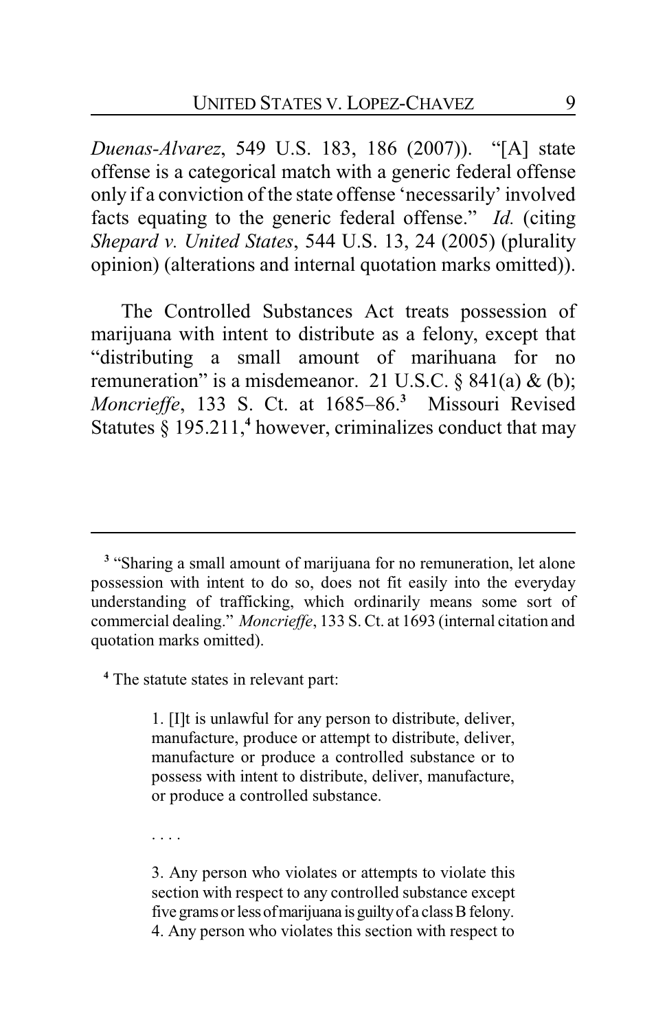*Duenas-Alvarez*, 549 U.S. 183, 186 (2007)). "[A] state offense is a categorical match with a generic federal offense only if a conviction of the state offense 'necessarily' involved facts equating to the generic federal offense." *Id.* (citing *Shepard v. United States*, 544 U.S. 13, 24 (2005) (plurality opinion) (alterations and internal quotation marks omitted)).

The Controlled Substances Act treats possession of marijuana with intent to distribute as a felony, except that "distributing a small amount of marihuana for no remuneration" is a misdemeanor. 21 U.S.C. § 841(a) & (b); *Moncrieffe*, 133 S. Ct. at 1685–86.[3] Missouri Revised Statutes § 195.211,[4] however, criminalizes conduct that may

---

[3] "Sharing a small amount of marijuana for no remuneration, let alone possession with intent to do so, does not fit easily into the everyday understanding of trafficking, which ordinarily means some sort of commercial dealing." *Moncrieffe*, 133 S. Ct. at 1693 (internal citation and quotation marks omitted).

[4] The statute states in relevant part:

> 1. [I]t is unlawful for any person to distribute, deliver, manufacture, produce or attempt to distribute, deliver, manufacture or produce a controlled substance or to possess with intent to distribute, deliver, manufacture, or produce a controlled substance.
>
> . . . .
>
> 3. Any person who violates or attempts to violate this section with respect to any controlled substance except five grams or less of marijuana is guilty of a class B felony.
> 4. Any person who violates this section with respect to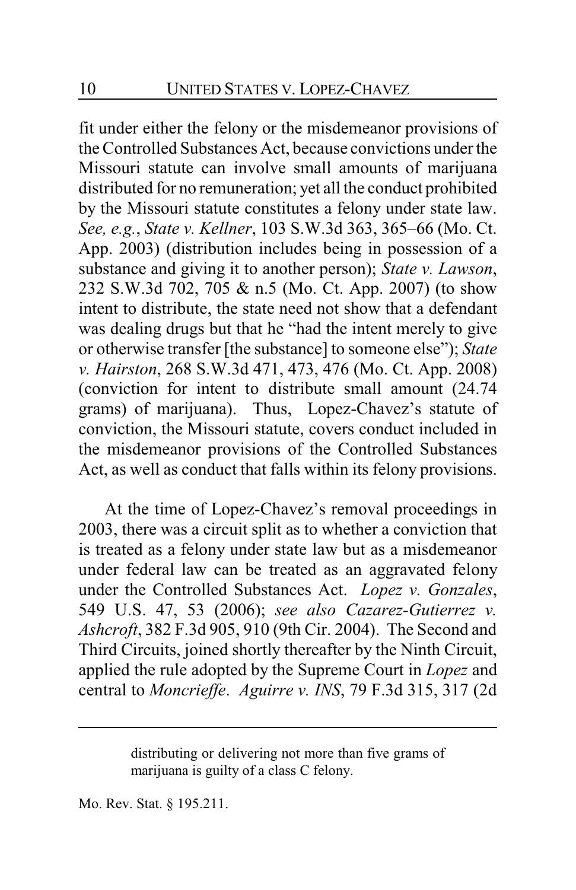fit under either the felony or the misdemeanor provisions of the Controlled Substances Act, because convictions under the Missouri statute can involve small amounts of marijuana distributed for no remuneration; yet all the conduct prohibited by the Missouri statute constitutes a felony under state law. *See, e.g.*, *State v. Kellner*, 103 S.W.3d 363, 365–66 (Mo. Ct. App. 2003) (distribution includes being in possession of a substance and giving it to another person); *State v. Lawson*, 232 S.W.3d 702, 705 & n.5 (Mo. Ct. App. 2007) (to show intent to distribute, the state need not show that a defendant was dealing drugs but that he "had the intent merely to give or otherwise transfer [the substance] to someone else"); *State v. Hairston*, 268 S.W.3d 471, 473, 476 (Mo. Ct. App. 2008) (conviction for intent to distribute small amount (24.74 grams) of marijuana). Thus, Lopez-Chavez's statute of conviction, the Missouri statute, covers conduct included in the misdemeanor provisions of the Controlled Substances Act, as well as conduct that falls within its felony provisions.

At the time of Lopez-Chavez's removal proceedings in 2003, there was a circuit split as to whether a conviction that is treated as a felony under state law but as a misdemeanor under federal law can be treated as an aggravated felony under the Controlled Substances Act. *Lopez v. Gonzales*, 549 U.S. 47, 53 (2006); *see also Cazarez-Gutierrez v. Ashcroft*, 382 F.3d 905, 910 (9th Cir. 2004). The Second and Third Circuits, joined shortly thereafter by the Ninth Circuit, applied the rule adopted by the Supreme Court in *Lopez* and central to *Moncrieffe*. *Aguirre v. INS*, 79 F.3d 315, 317 (2d

> distributing or delivering not more than five grams of marijuana is guilty of a class C felony.

Mo. Rev. Stat. § 195.211.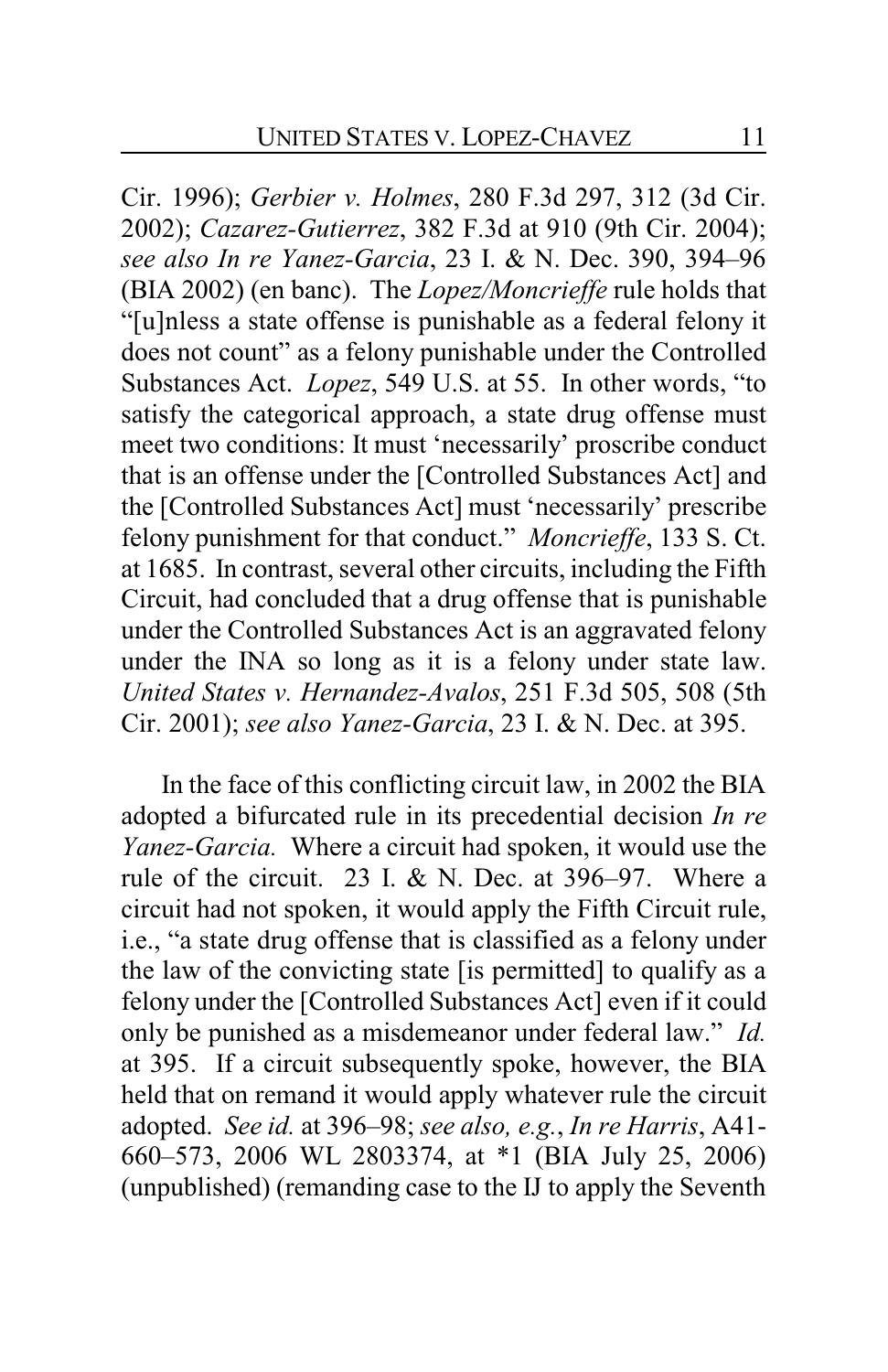Cir. 1996); *Gerbier v. Holmes*, 280 F.3d 297, 312 (3d Cir. 2002); *Cazarez-Gutierrez*, 382 F.3d at 910 (9th Cir. 2004); *see also In re Yanez-Garcia*, 23 I. & N. Dec. 390, 394–96 (BIA 2002) (en banc). The *Lopez/Moncrieffe* rule holds that "[u]nless a state offense is punishable as a federal felony it does not count" as a felony punishable under the Controlled Substances Act. *Lopez*, 549 U.S. at 55. In other words, "to satisfy the categorical approach, a state drug offense must meet two conditions: It must 'necessarily' proscribe conduct that is an offense under the [Controlled Substances Act] and the [Controlled Substances Act] must 'necessarily' prescribe felony punishment for that conduct." *Moncrieffe*, 133 S. Ct. at 1685. In contrast, several other circuits, including the Fifth Circuit, had concluded that a drug offense that is punishable under the Controlled Substances Act is an aggravated felony under the INA so long as it is a felony under state law. *United States v. Hernandez-Avalos*, 251 F.3d 505, 508 (5th Cir. 2001); *see also Yanez-Garcia*, 23 I. & N. Dec. at 395.

In the face of this conflicting circuit law, in 2002 the BIA adopted a bifurcated rule in its precedential decision *In re Yanez-Garcia.* Where a circuit had spoken, it would use the rule of the circuit. 23 I. & N. Dec. at 396–97. Where a circuit had not spoken, it would apply the Fifth Circuit rule, i.e., "a state drug offense that is classified as a felony under the law of the convicting state [is permitted] to qualify as a felony under the [Controlled Substances Act] even if it could only be punished as a misdemeanor under federal law." *Id.* at 395. If a circuit subsequently spoke, however, the BIA held that on remand it would apply whatever rule the circuit adopted. *See id.* at 396–98; *see also, e.g.*, *In re Harris*, A41-660–573, 2006 WL 2803374, at *1 (BIA July 25, 2006) (unpublished) (remanding case to the IJ to apply the Seventh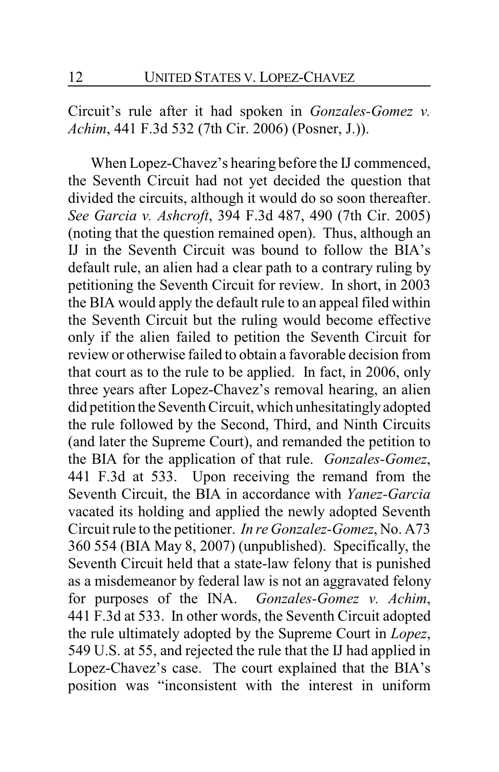Circuit's rule after it had spoken in *Gonzales-Gomez v. Achim*, 441 F.3d 532 (7th Cir. 2006) (Posner, J.)).

When Lopez-Chavez's hearing before the IJ commenced, the Seventh Circuit had not yet decided the question that divided the circuits, although it would do so soon thereafter. *See Garcia v. Ashcroft*, 394 F.3d 487, 490 (7th Cir. 2005) (noting that the question remained open). Thus, although an IJ in the Seventh Circuit was bound to follow the BIA's default rule, an alien had a clear path to a contrary ruling by petitioning the Seventh Circuit for review. In short, in 2003 the BIA would apply the default rule to an appeal filed within the Seventh Circuit but the ruling would become effective only if the alien failed to petition the Seventh Circuit for review or otherwise failed to obtain a favorable decision from that court as to the rule to be applied. In fact, in 2006, only three years after Lopez-Chavez's removal hearing, an alien did petition the Seventh Circuit, which unhesitatingly adopted the rule followed by the Second, Third, and Ninth Circuits (and later the Supreme Court), and remanded the petition to the BIA for the application of that rule. *Gonzales-Gomez*, 441 F.3d at 533. Upon receiving the remand from the Seventh Circuit, the BIA in accordance with *Yanez-Garcia* vacated its holding and applied the newly adopted Seventh Circuit rule to the petitioner. *In re Gonzalez-Gomez*, No. A73 360 554 (BIA May 8, 2007) (unpublished). Specifically, the Seventh Circuit held that a state-law felony that is punished as a misdemeanor by federal law is not an aggravated felony for purposes of the INA. *Gonzales-Gomez v. Achim*, 441 F.3d at 533. In other words, the Seventh Circuit adopted the rule ultimately adopted by the Supreme Court in *Lopez*, 549 U.S. at 55, and rejected the rule that the IJ had applied in Lopez-Chavez's case. The court explained that the BIA's position was "inconsistent with the interest in uniform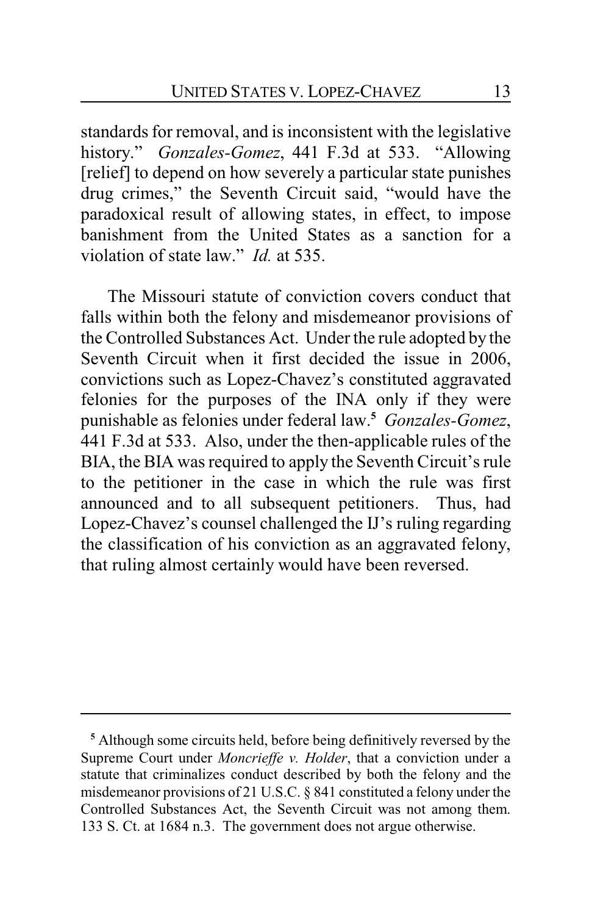standards for removal, and is inconsistent with the legislative history." *Gonzales-Gomez*, 441 F.3d at 533. "Allowing [relief] to depend on how severely a particular state punishes drug crimes," the Seventh Circuit said, "would have the paradoxical result of allowing states, in effect, to impose banishment from the United States as a sanction for a violation of state law." *Id.* at 535.

The Missouri statute of conviction covers conduct that falls within both the felony and misdemeanor provisions of the Controlled Substances Act. Under the rule adopted by the Seventh Circuit when it first decided the issue in 2006, convictions such as Lopez-Chavez's constituted aggravated felonies for the purposes of the INA only if they were punishable as felonies under federal law.[5] *Gonzales-Gomez*, 441 F.3d at 533. Also, under the then-applicable rules of the BIA, the BIA was required to apply the Seventh Circuit's rule to the petitioner in the case in which the rule was first announced and to all subsequent petitioners. Thus, had Lopez-Chavez's counsel challenged the IJ's ruling regarding the classification of his conviction as an aggravated felony, that ruling almost certainly would have been reversed.

---

[5] Although some circuits held, before being definitively reversed by the Supreme Court under *Moncrieffe v. Holder*, that a conviction under a statute that criminalizes conduct described by both the felony and the misdemeanor provisions of 21 U.S.C. § 841 constituted a felony under the Controlled Substances Act, the Seventh Circuit was not among them. 133 S. Ct. at 1684 n.3. The government does not argue otherwise.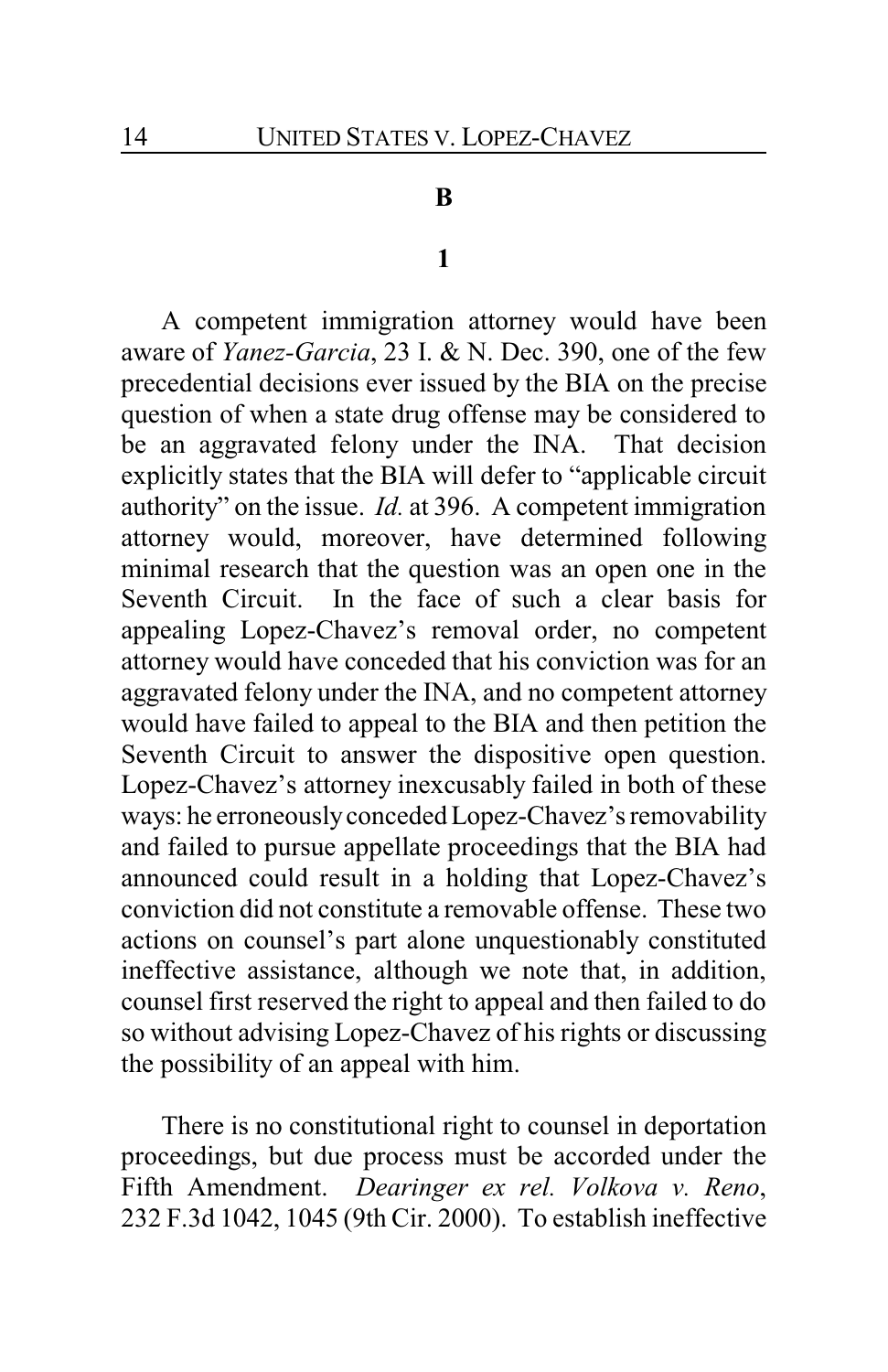### B

#### 1

A competent immigration attorney would have been aware of *Yanez-Garcia*, 23 I. & N. Dec. 390, one of the few precedential decisions ever issued by the BIA on the precise question of when a state drug offense may be considered to be an aggravated felony under the INA. That decision explicitly states that the BIA will defer to "applicable circuit authority" on the issue. *Id.* at 396. A competent immigration attorney would, moreover, have determined following minimal research that the question was an open one in the Seventh Circuit. In the face of such a clear basis for appealing Lopez-Chavez's removal order, no competent attorney would have conceded that his conviction was for an aggravated felony under the INA, and no competent attorney would have failed to appeal to the BIA and then petition the Seventh Circuit to answer the dispositive open question. Lopez-Chavez's attorney inexcusably failed in both of these ways: he erroneously conceded Lopez-Chavez's removability and failed to pursue appellate proceedings that the BIA had announced could result in a holding that Lopez-Chavez's conviction did not constitute a removable offense. These two actions on counsel's part alone unquestionably constituted ineffective assistance, although we note that, in addition, counsel first reserved the right to appeal and then failed to do so without advising Lopez-Chavez of his rights or discussing the possibility of an appeal with him.

There is no constitutional right to counsel in deportation proceedings, but due process must be accorded under the Fifth Amendment. *Dearinger ex rel. Volkova v. Reno*, 232 F.3d 1042, 1045 (9th Cir. 2000). To establish ineffective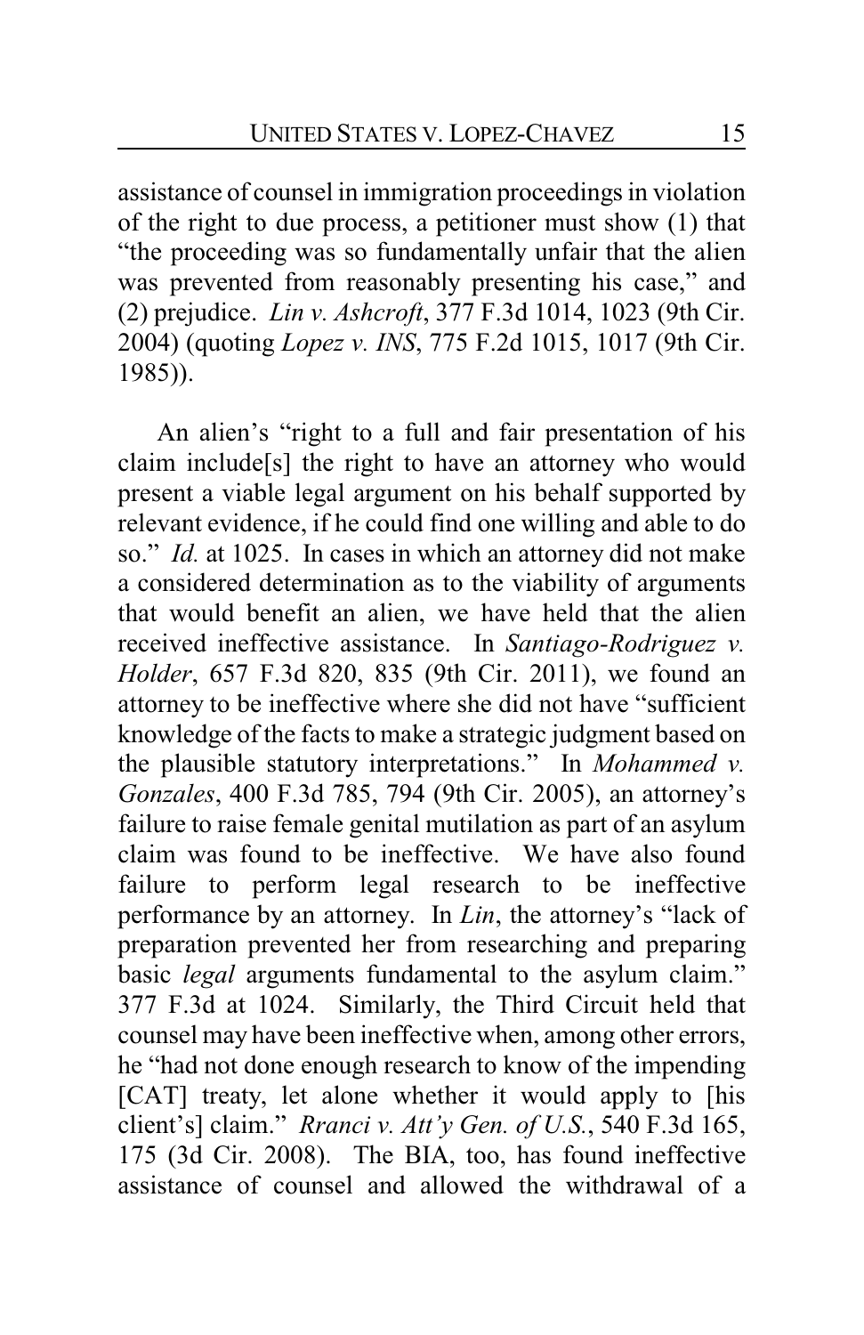assistance of counsel in immigration proceedings in violation of the right to due process, a petitioner must show (1) that "the proceeding was so fundamentally unfair that the alien was prevented from reasonably presenting his case," and (2) prejudice. *Lin v. Ashcroft*, 377 F.3d 1014, 1023 (9th Cir. 2004) (quoting *Lopez v. INS*, 775 F.2d 1015, 1017 (9th Cir. 1985)).

An alien's "right to a full and fair presentation of his claim include[s] the right to have an attorney who would present a viable legal argument on his behalf supported by relevant evidence, if he could find one willing and able to do so." *Id.* at 1025. In cases in which an attorney did not make a considered determination as to the viability of arguments that would benefit an alien, we have held that the alien received ineffective assistance. In *Santiago-Rodriguez v. Holder*, 657 F.3d 820, 835 (9th Cir. 2011), we found an attorney to be ineffective where she did not have "sufficient knowledge of the facts to make a strategic judgment based on the plausible statutory interpretations." In *Mohammed v. Gonzales*, 400 F.3d 785, 794 (9th Cir. 2005), an attorney's failure to raise female genital mutilation as part of an asylum claim was found to be ineffective. We have also found failure to perform legal research to be ineffective performance by an attorney. In *Lin*, the attorney's "lack of preparation prevented her from researching and preparing basic *legal* arguments fundamental to the asylum claim." 377 F.3d at 1024. Similarly, the Third Circuit held that counsel may have been ineffective when, among other errors, he "had not done enough research to know of the impending [CAT] treaty, let alone whether it would apply to [his client's] claim." *Rranci v. Att'y Gen. of U.S.*, 540 F.3d 165, 175 (3d Cir. 2008). The BIA, too, has found ineffective assistance of counsel and allowed the withdrawal of a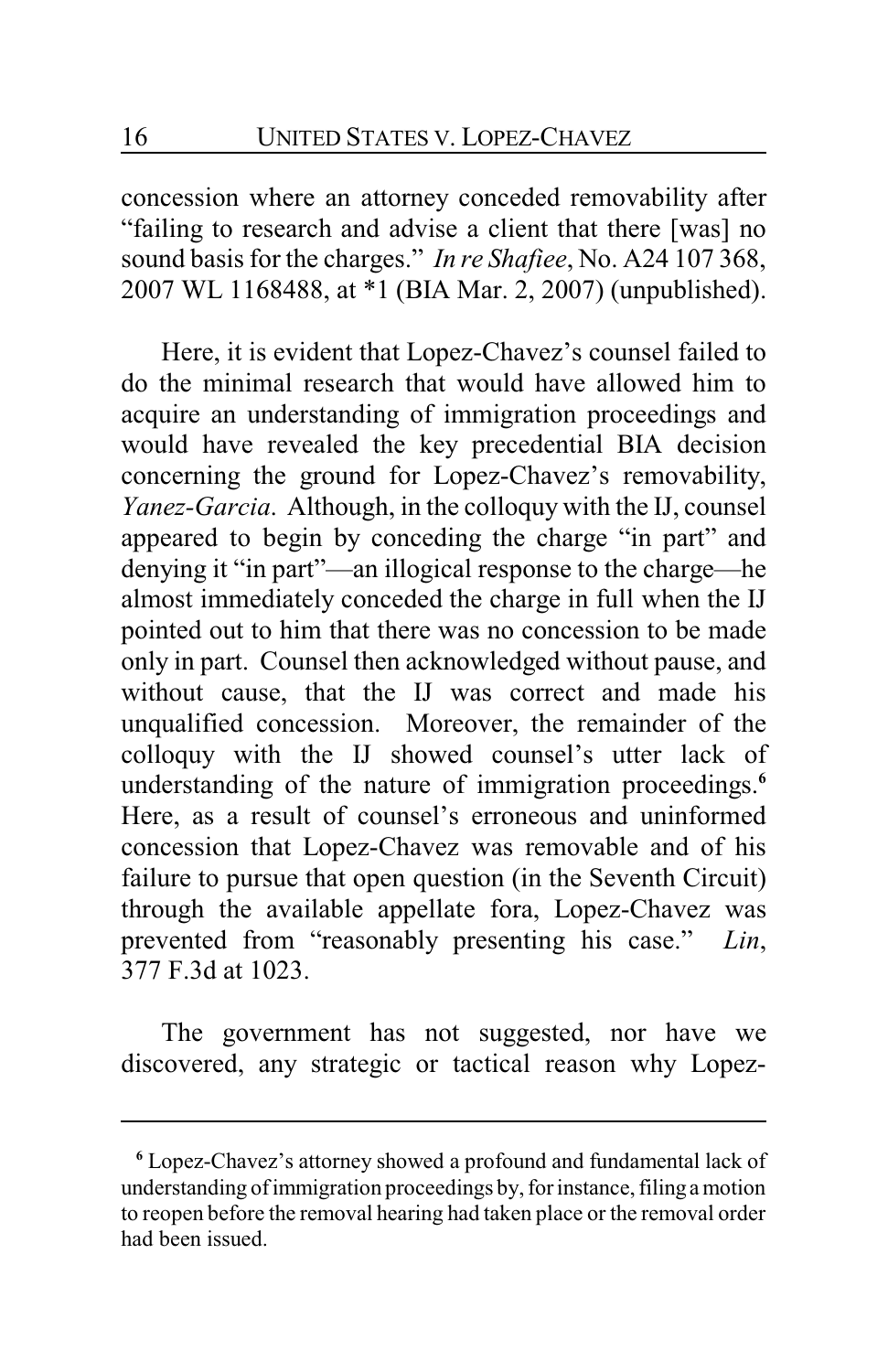concession where an attorney conceded removability after "failing to research and advise a client that there [was] no sound basis for the charges." *In re Shafiee*, No. A24 107 368, 2007 WL 1168488, at *1 (BIA Mar. 2, 2007) (unpublished).

Here, it is evident that Lopez-Chavez's counsel failed to do the minimal research that would have allowed him to acquire an understanding of immigration proceedings and would have revealed the key precedential BIA decision concerning the ground for Lopez-Chavez's removability, *Yanez-Garcia*. Although, in the colloquy with the IJ, counsel appeared to begin by conceding the charge "in part" and denying it "in part"—an illogical response to the charge—he almost immediately conceded the charge in full when the IJ pointed out to him that there was no concession to be made only in part. Counsel then acknowledged without pause, and without cause, that the IJ was correct and made his unqualified concession. Moreover, the remainder of the colloquy with the IJ showed counsel's utter lack of understanding of the nature of immigration proceedings.[6] Here, as a result of counsel's erroneous and uninformed concession that Lopez-Chavez was removable and of his failure to pursue that open question (in the Seventh Circuit) through the available appellate fora, Lopez-Chavez was prevented from "reasonably presenting his case." *Lin*, 377 F.3d at 1023.

The government has not suggested, nor have we discovered, any strategic or tactical reason why Lopez-

[6] Lopez-Chavez's attorney showed a profound and fundamental lack of understanding of immigration proceedings by, for instance, filing a motion to reopen before the removal hearing had taken place or the removal order had been issued.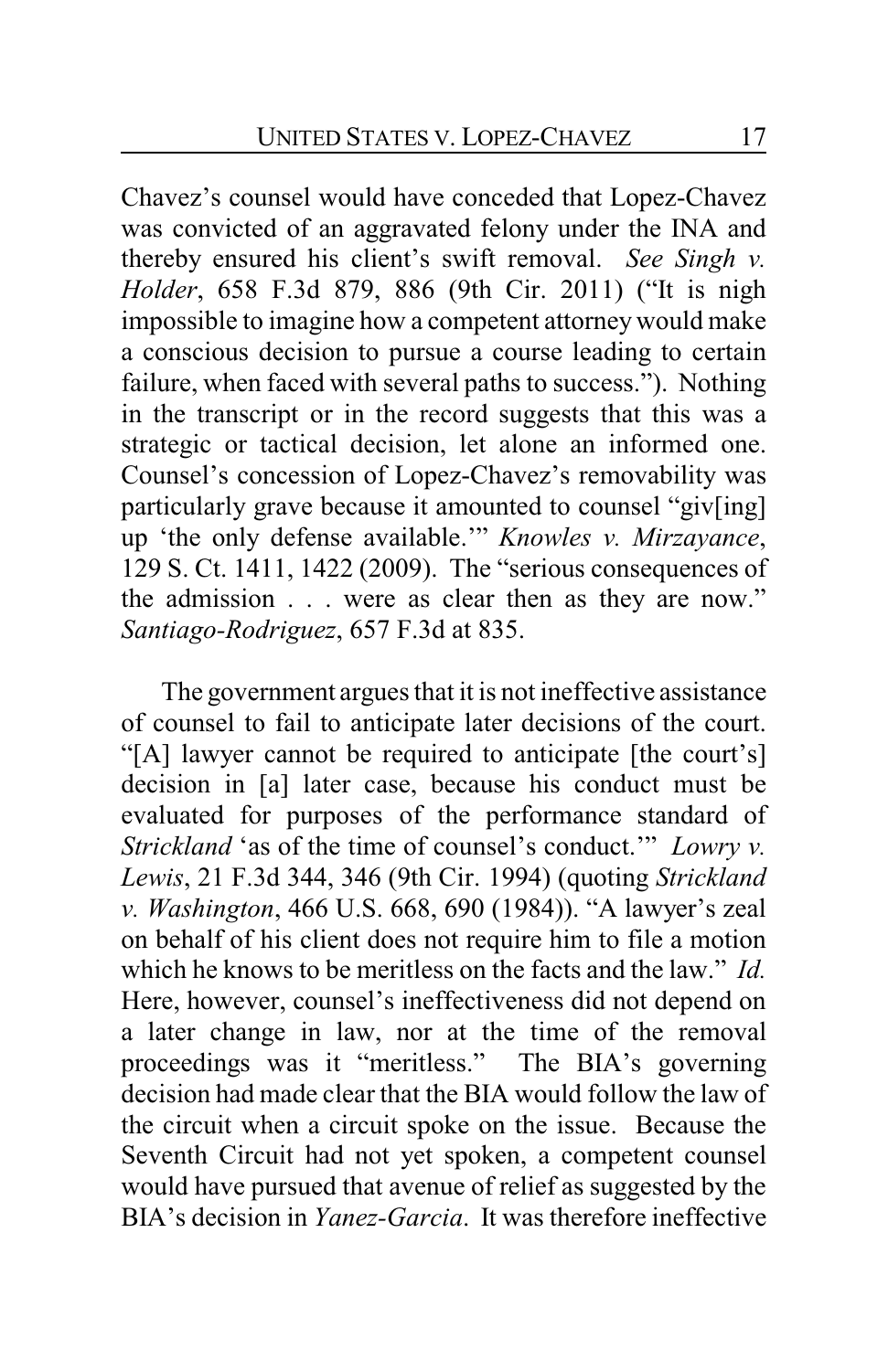Chavez's counsel would have conceded that Lopez-Chavez was convicted of an aggravated felony under the INA and thereby ensured his client's swift removal. *See Singh v. Holder*, 658 F.3d 879, 886 (9th Cir. 2011) ("It is nigh impossible to imagine how a competent attorney would make a conscious decision to pursue a course leading to certain failure, when faced with several paths to success."). Nothing in the transcript or in the record suggests that this was a strategic or tactical decision, let alone an informed one. Counsel's concession of Lopez-Chavez's removability was particularly grave because it amounted to counsel "giv[ing] up 'the only defense available.'" *Knowles v. Mirzayance*, 129 S. Ct. 1411, 1422 (2009). The "serious consequences of the admission . . . were as clear then as they are now." *Santiago-Rodriguez*, 657 F.3d at 835.

The government argues that it is not ineffective assistance of counsel to fail to anticipate later decisions of the court. "[A] lawyer cannot be required to anticipate [the court's] decision in [a] later case, because his conduct must be evaluated for purposes of the performance standard of *Strickland* 'as of the time of counsel's conduct.'" *Lowry v. Lewis*, 21 F.3d 344, 346 (9th Cir. 1994) (quoting *Strickland v. Washington*, 466 U.S. 668, 690 (1984)). "A lawyer's zeal on behalf of his client does not require him to file a motion which he knows to be meritless on the facts and the law." *Id.* Here, however, counsel's ineffectiveness did not depend on a later change in law, nor at the time of the removal proceedings was it "meritless." The BIA's governing decision had made clear that the BIA would follow the law of the circuit when a circuit spoke on the issue. Because the Seventh Circuit had not yet spoken, a competent counsel would have pursued that avenue of relief as suggested by the BIA's decision in *Yanez-Garcia*. It was therefore ineffective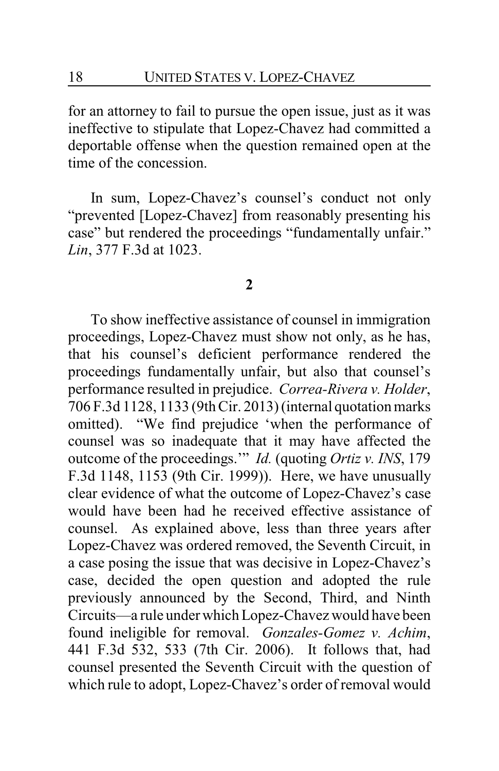for an attorney to fail to pursue the open issue, just as it was ineffective to stipulate that Lopez-Chavez had committed a deportable offense when the question remained open at the time of the concession.

In sum, Lopez-Chavez's counsel's conduct not only "prevented [Lopez-Chavez] from reasonably presenting his case" but rendered the proceedings "fundamentally unfair." *Lin*, 377 F.3d at 1023.

**2**

To show ineffective assistance of counsel in immigration proceedings, Lopez-Chavez must show not only, as he has, that his counsel's deficient performance rendered the proceedings fundamentally unfair, but also that counsel's performance resulted in prejudice. *Correa-Rivera v. Holder*, 706 F.3d 1128, 1133 (9th Cir. 2013) (internal quotation marks omitted). "We find prejudice 'when the performance of counsel was so inadequate that it may have affected the outcome of the proceedings.'" *Id.* (quoting *Ortiz v. INS*, 179 F.3d 1148, 1153 (9th Cir. 1999)). Here, we have unusually clear evidence of what the outcome of Lopez-Chavez's case would have been had he received effective assistance of counsel. As explained above, less than three years after Lopez-Chavez was ordered removed, the Seventh Circuit, in a case posing the issue that was decisive in Lopez-Chavez's case, decided the open question and adopted the rule previously announced by the Second, Third, and Ninth Circuits—a rule under which Lopez-Chavez would have been found ineligible for removal. *Gonzales-Gomez v. Achim*, 441 F.3d 532, 533 (7th Cir. 2006). It follows that, had counsel presented the Seventh Circuit with the question of which rule to adopt, Lopez-Chavez's order of removal would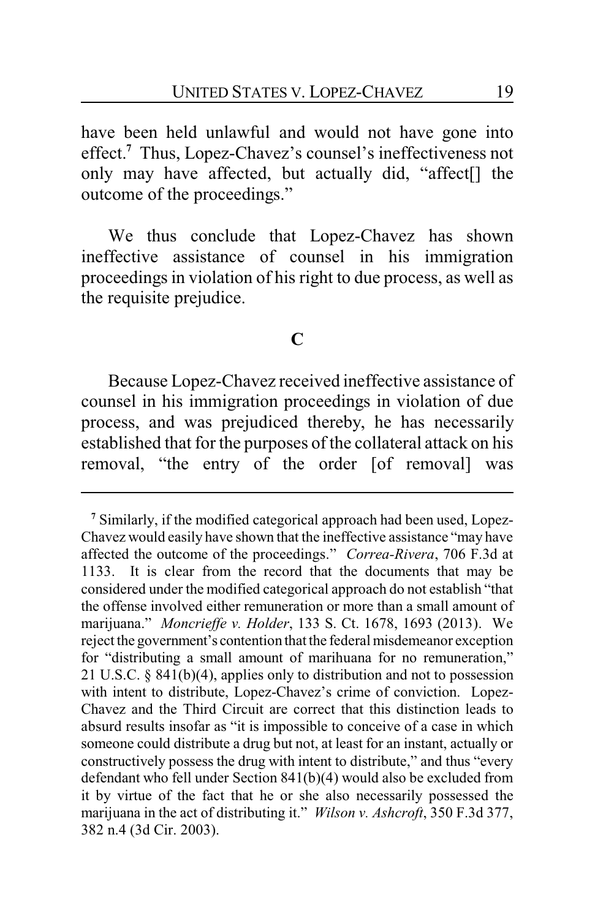have been held unlawful and would not have gone into effect.[7] Thus, Lopez-Chavez's counsel's ineffectiveness not only may have affected, but actually did, "affect[] the outcome of the proceedings."

We thus conclude that Lopez-Chavez has shown ineffective assistance of counsel in his immigration proceedings in violation of his right to due process, as well as the requisite prejudice.

### C

Because Lopez-Chavez received ineffective assistance of counsel in his immigration proceedings in violation of due process, and was prejudiced thereby, he has necessarily established that for the purposes of the collateral attack on his removal, "the entry of the order [of removal] was

---

[7] Similarly, if the modified categorical approach had been used, Lopez-Chavez would easily have shown that the ineffective assistance "may have affected the outcome of the proceedings." *Correa-Rivera*, 706 F.3d at 1133. It is clear from the record that the documents that may be considered under the modified categorical approach do not establish "that the offense involved either remuneration or more than a small amount of marijuana." *Moncrieffe v. Holder*, 133 S. Ct. 1678, 1693 (2013). We reject the government's contention that the federal misdemeanor exception for "distributing a small amount of marihuana for no remuneration," 21 U.S.C. § 841(b)(4), applies only to distribution and not to possession with intent to distribute, Lopez-Chavez's crime of conviction. Lopez-Chavez and the Third Circuit are correct that this distinction leads to absurd results insofar as "it is impossible to conceive of a case in which someone could distribute a drug but not, at least for an instant, actually or constructively possess the drug with intent to distribute," and thus "every defendant who fell under Section 841(b)(4) would also be excluded from it by virtue of the fact that he or she also necessarily possessed the marijuana in the act of distributing it." *Wilson v. Ashcroft*, 350 F.3d 377, 382 n.4 (3d Cir. 2003).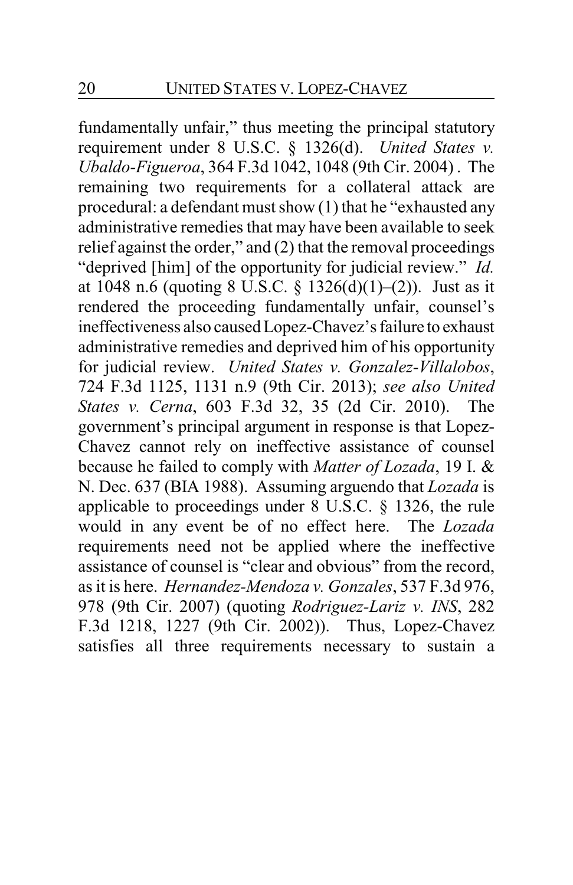fundamentally unfair," thus meeting the principal statutory requirement under 8 U.S.C. § 1326(d). *United States v. Ubaldo-Figueroa*, 364 F.3d 1042, 1048 (9th Cir. 2004) . The remaining two requirements for a collateral attack are procedural: a defendant must show (1) that he "exhausted any administrative remedies that may have been available to seek relief against the order," and (2) that the removal proceedings "deprived [him] of the opportunity for judicial review." *Id.* at 1048 n.6 (quoting 8 U.S.C. § 1326(d)(1)–(2)). Just as it rendered the proceeding fundamentally unfair, counsel's ineffectiveness also caused Lopez-Chavez's failure to exhaust administrative remedies and deprived him of his opportunity for judicial review. *United States v. Gonzalez-Villalobos*, 724 F.3d 1125, 1131 n.9 (9th Cir. 2013); *see also United States v. Cerna*, 603 F.3d 32, 35 (2d Cir. 2010). The government's principal argument in response is that Lopez-Chavez cannot rely on ineffective assistance of counsel because he failed to comply with *Matter of Lozada*, 19 I. & N. Dec. 637 (BIA 1988). Assuming arguendo that *Lozada* is applicable to proceedings under 8 U.S.C. § 1326, the rule would in any event be of no effect here. The *Lozada* requirements need not be applied where the ineffective assistance of counsel is "clear and obvious" from the record, as it is here. *Hernandez-Mendoza v. Gonzales*, 537 F.3d 976, 978 (9th Cir. 2007) (quoting *Rodriguez-Lariz v. INS*, 282 F.3d 1218, 1227 (9th Cir. 2002)). Thus, Lopez-Chavez satisfies all three requirements necessary to sustain a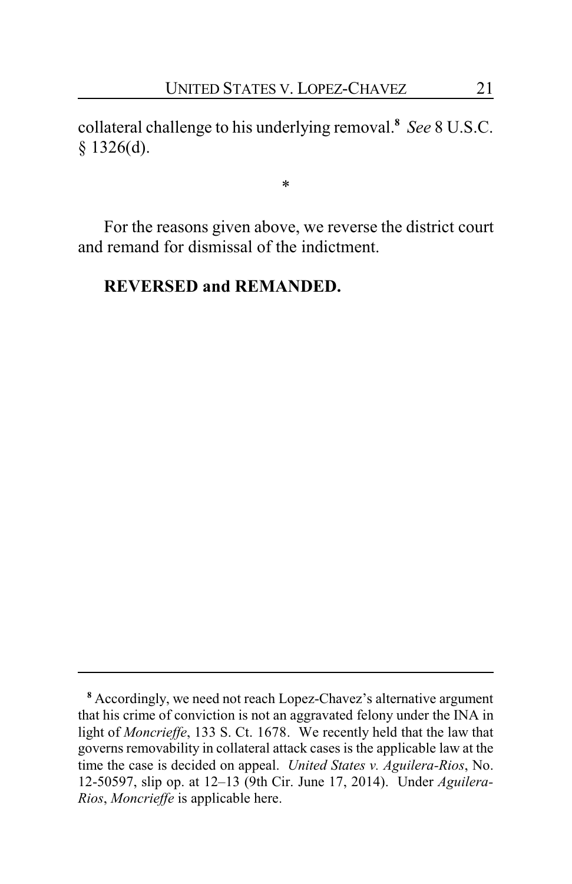collateral challenge to his underlying removal.[8] *See* 8 U.S.C. § 1326(d).

\*

For the reasons given above, we reverse the district court and remand for dismissal of the indictment.

**REVERSED and REMANDED.**

---

[8] Accordingly, we need not reach Lopez-Chavez's alternative argument that his crime of conviction is not an aggravated felony under the INA in light of *Moncrieffe*, 133 S. Ct. 1678. We recently held that the law that governs removability in collateral attack cases is the applicable law at the time the case is decided on appeal. *United States v. Aguilera-Rios*, No. 12-50597, slip op. at 12–13 (9th Cir. June 17, 2014). Under *Aguilera-Rios*, *Moncrieffe* is applicable here.